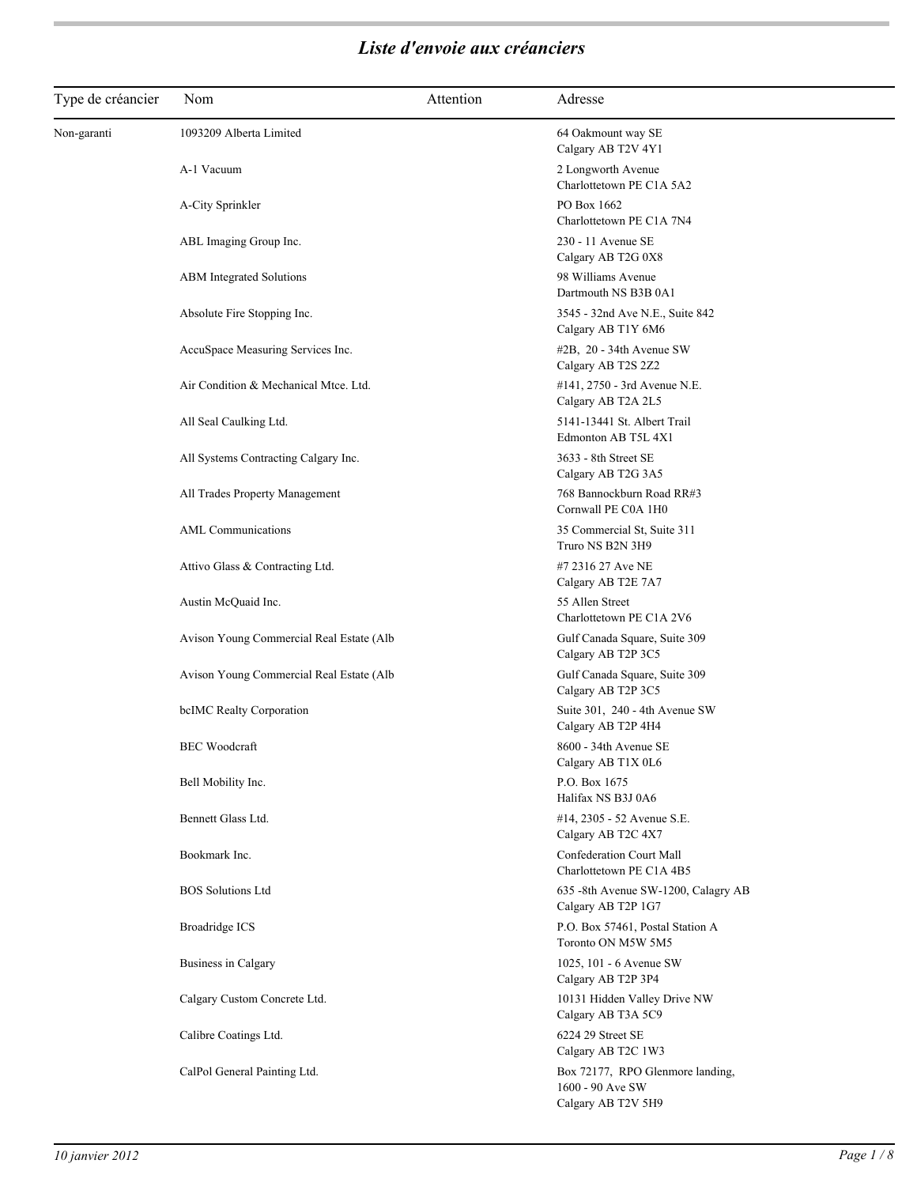# *Liste d'envoie aux créanciers*

| Type de créancier | Nom | Attention | Adresse |
| --- | --- | --- | --- |
| Non-garanti | 1093209 Alberta Limited | | 64 Oakmount way SE<br>Calgary AB T2V 4Y1 |
| | A-1 Vacuum | | 2 Longworth Avenue<br>Charlottetown PE C1A 5A2 |
| | A-City Sprinkler | | PO Box 1662<br>Charlottetown PE C1A 7N4 |
| | ABL Imaging Group Inc. | | 230 - 11 Avenue SE<br>Calgary AB T2G 0X8 |
| | ABM Integrated Solutions | | 98 Williams Avenue<br>Dartmouth NS B3B 0A1 |
| | Absolute Fire Stopping Inc. | | 3545 - 32nd Ave N.E., Suite 842<br>Calgary AB T1Y 6M6 |
| | AccuSpace Measuring Services Inc. | | #2B, 20 - 34th Avenue SW<br>Calgary AB T2S 2Z2 |
| | Air Condition & Mechanical Mtce. Ltd. | | #141, 2750 - 3rd Avenue N.E.<br>Calgary AB T2A 2L5 |
| | All Seal Caulking Ltd. | | 5141-13441 St. Albert Trail<br>Edmonton AB T5L 4X1 |
| | All Systems Contracting Calgary Inc. | | 3633 - 8th Street SE<br>Calgary AB T2G 3A5 |
| | All Trades Property Management | | 768 Bannockburn Road RR#3<br>Cornwall PE C0A 1H0 |
| | AML Communications | | 35 Commercial St, Suite 311<br>Truro NS B2N 3H9 |
| | Attivo Glass & Contracting Ltd. | | #7 2316 27 Ave NE<br>Calgary AB T2E 7A7 |
| | Austin McQuaid Inc. | | 55 Allen Street<br>Charlottetown PE C1A 2V6 |
| | Avison Young Commercial Real Estate (Alb | | Gulf Canada Square, Suite 309<br>Calgary AB T2P 3C5 |
| | Avison Young Commercial Real Estate (Alb | | Gulf Canada Square, Suite 309<br>Calgary AB T2P 3C5 |
| | bcIMC Realty Corporation | | Suite 301, 240 - 4th Avenue SW<br>Calgary AB T2P 4H4 |
| | BEC Woodcraft | | 8600 - 34th Avenue SE<br>Calgary AB T1X 0L6 |
| | Bell Mobility Inc. | | P.O. Box 1675<br>Halifax NS B3J 0A6 |
| | Bennett Glass Ltd. | | #14, 2305 - 52 Avenue S.E.<br>Calgary AB T2C 4X7 |
| | Bookmark Inc. | | Confederation Court Mall<br>Charlottetown PE C1A 4B5 |
| | BOS Solutions Ltd | | 635 -8th Avenue SW-1200, Calagry AB<br>Calgary AB T2P 1G7 |
| | Broadridge ICS | | P.O. Box 57461, Postal Station A<br>Toronto ON M5W 5M5 |
| | Business in Calgary | | 1025, 101 - 6 Avenue SW<br>Calgary AB T2P 3P4 |
| | Calgary Custom Concrete Ltd. | | 10131 Hidden Valley Drive NW<br>Calgary AB T3A 5C9 |
| | Calibre Coatings Ltd. | | 6224 29 Street SE<br>Calgary AB T2C 1W3 |
| | CalPol General Painting Ltd. | | Box 72177, RPO Glenmore landing,<br>1600 - 90 Ave SW<br>Calgary AB T2V 5H9 |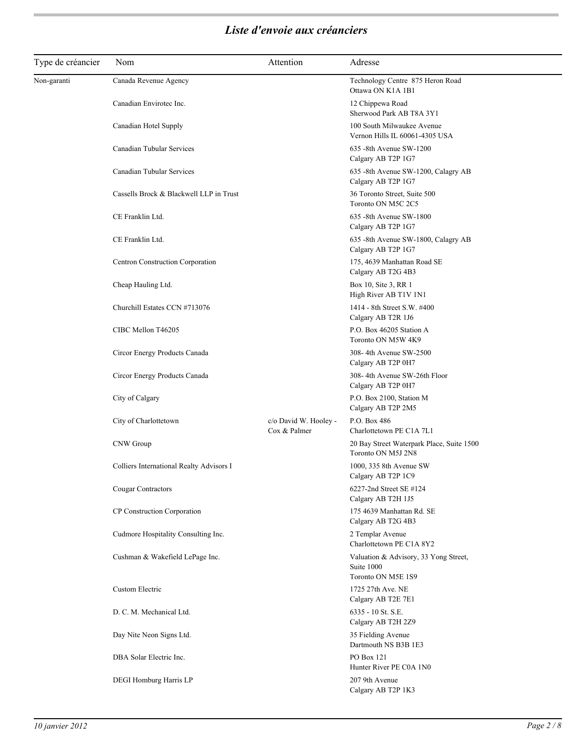## *Liste d'envoie aux créanciers*

| Type de créancier | Nom | Attention | Adresse |
|---|---|---|---|
| Non-garanti | Canada Revenue Agency | | Technology Centre 875 Heron Road<br>Ottawa ON K1A 1B1 |
| | Canadian Envirotec Inc. | | 12 Chippewa Road<br>Sherwood Park AB T8A 3Y1 |
| | Canadian Hotel Supply | | 100 South Milwaukee Avenue<br>Vernon Hills IL 60061-4305 USA |
| | Canadian Tubular Services | | 635 -8th Avenue SW-1200<br>Calgary AB T2P 1G7 |
| | Canadian Tubular Services | | 635 -8th Avenue SW-1200, Calagry AB<br>Calgary AB T2P 1G7 |
| | Cassells Brock & Blackwell LLP in Trust | | 36 Toronto Street, Suite 500<br>Toronto ON M5C 2C5 |
| | CE Franklin Ltd. | | 635 -8th Avenue SW-1800<br>Calgary AB T2P 1G7 |
| | CE Franklin Ltd. | | 635 -8th Avenue SW-1800, Calagry AB<br>Calgary AB T2P 1G7 |
| | Centron Construction Corporation | | 175, 4639 Manhattan Road SE<br>Calgary AB T2G 4B3 |
| | Cheap Hauling Ltd. | | Box 10, Site 3, RR 1<br>High River AB T1V 1N1 |
| | Churchill Estates CCN #713076 | | 1414 - 8th Street S.W. #400<br>Calgary AB T2R 1J6 |
| | CIBC Mellon T46205 | | P.O. Box 46205 Station A<br>Toronto ON M5W 4K9 |
| | Circor Energy Products Canada | | 308- 4th Avenue SW-2500<br>Calgary AB T2P 0H7 |
| | Circor Energy Products Canada | | 308- 4th Avenue SW-26th Floor<br>Calgary AB T2P 0H7 |
| | City of Calgary | | P.O. Box 2100, Station M<br>Calgary AB T2P 2M5 |
| | City of Charlottetown | c/o David W. Hooley - Cox & Palmer | P.O. Box 486<br>Charlottetown PE C1A 7L1 |
| | CNW Group | | 20 Bay Street Waterpark Place, Suite 1500<br>Toronto ON M5J 2N8 |
| | Colliers International Realty Advisors I | | 1000, 335 8th Avenue SW<br>Calgary AB T2P 1C9 |
| | Cougar Contractors | | 6227-2nd Street SE #124<br>Calgary AB T2H 1J5 |
| | CP Construction Corporation | | 175 4639 Manhattan Rd. SE<br>Calgary AB T2G 4B3 |
| | Cudmore Hospitality Consulting Inc. | | 2 Templar Avenue<br>Charlottetown PE C1A 8Y2 |
| | Cushman & Wakefield LePage Inc. | | Valuation & Advisory, 33 Yong Street, Suite 1000<br>Toronto ON M5E 1S9 |
| | Custom Electric | | 1725 27th Ave. NE<br>Calgary AB T2E 7E1 |
| | D. C. M. Mechanical Ltd. | | 6335 - 10 St. S.E.<br>Calgary AB T2H 2Z9 |
| | Day Nite Neon Signs Ltd. | | 35 Fielding Avenue<br>Dartmouth NS B3B 1E3 |
| | DBA Solar Electric Inc. | | PO Box 121<br>Hunter River PE C0A 1N0 |
| | DEGI Homburg Harris LP | | 207 9th Avenue<br>Calgary AB T2P 1K3 |

*10 janvier 2012*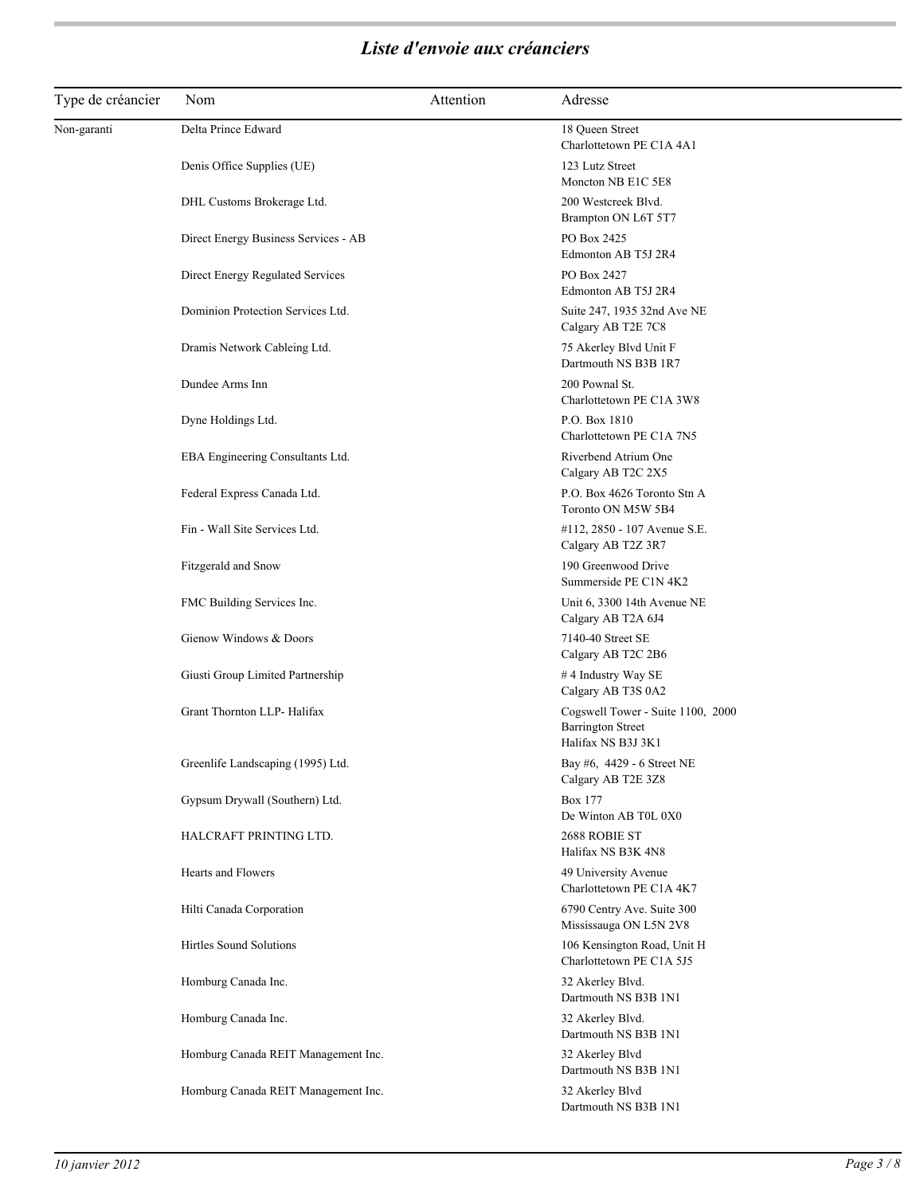## *Liste d'envoie aux créanciers*

| Type de créancier | Nom | Attention | Adresse |
|---|---|---|---|
| Non-garanti | Delta Prince Edward | | 18 Queen Street<br>Charlottetown PE C1A 4A1 |
| | Denis Office Supplies (UE) | | 123 Lutz Street<br>Moncton NB E1C 5E8 |
| | DHL Customs Brokerage Ltd. | | 200 Westcreek Blvd.<br>Brampton ON L6T 5T7 |
| | Direct Energy Business Services - AB | | PO Box 2425<br>Edmonton AB T5J 2R4 |
| | Direct Energy Regulated Services | | PO Box 2427<br>Edmonton AB T5J 2R4 |
| | Dominion Protection Services Ltd. | | Suite 247, 1935 32nd Ave NE<br>Calgary AB T2E 7C8 |
| | Dramis Network Cableing Ltd. | | 75 Akerley Blvd Unit F<br>Dartmouth NS B3B 1R7 |
| | Dundee Arms Inn | | 200 Pownal St.<br>Charlottetown PE C1A 3W8 |
| | Dyne Holdings Ltd. | | P.O. Box 1810<br>Charlottetown PE C1A 7N5 |
| | EBA Engineering Consultants Ltd. | | Riverbend Atrium One<br>Calgary AB T2C 2X5 |
| | Federal Express Canada Ltd. | | P.O. Box 4626 Toronto Stn A<br>Toronto ON M5W 5B4 |
| | Fin - Wall Site Services Ltd. | | #112, 2850 - 107 Avenue S.E.<br>Calgary AB T2Z 3R7 |
| | Fitzgerald and Snow | | 190 Greenwood Drive<br>Summerside PE C1N 4K2 |
| | FMC Building Services Inc. | | Unit 6, 3300 14th Avenue NE<br>Calgary AB T2A 6J4 |
| | Gienow Windows & Doors | | 7140-40 Street SE<br>Calgary AB T2C 2B6 |
| | Giusti Group Limited Partnership | | # 4 Industry Way SE<br>Calgary AB T3S 0A2 |
| | Grant Thornton LLP- Halifax | | Cogswell Tower - Suite 1100, 2000<br>Barrington Street<br>Halifax NS B3J 3K1 |
| | Greenlife Landscaping (1995) Ltd. | | Bay #6, 4429 - 6 Street NE<br>Calgary AB T2E 3Z8 |
| | Gypsum Drywall (Southern) Ltd. | | Box 177<br>De Winton AB T0L 0X0 |
| | HALCRAFT PRINTING LTD. | | 2688 ROBIE ST<br>Halifax NS B3K 4N8 |
| | Hearts and Flowers | | 49 University Avenue<br>Charlottetown PE C1A 4K7 |
| | Hilti Canada Corporation | | 6790 Centry Ave. Suite 300<br>Mississauga ON L5N 2V8 |
| | Hirtles Sound Solutions | | 106 Kensington Road, Unit H<br>Charlottetown PE C1A 5J5 |
| | Homburg Canada Inc. | | 32 Akerley Blvd.<br>Dartmouth NS B3B 1N1 |
| | Homburg Canada Inc. | | 32 Akerley Blvd.<br>Dartmouth NS B3B 1N1 |
| | Homburg Canada REIT Management Inc. | | 32 Akerley Blvd<br>Dartmouth NS B3B 1N1 |
| | Homburg Canada REIT Management Inc. | | 32 Akerley Blvd<br>Dartmouth NS B3B 1N1 |

*10 janvier 2012*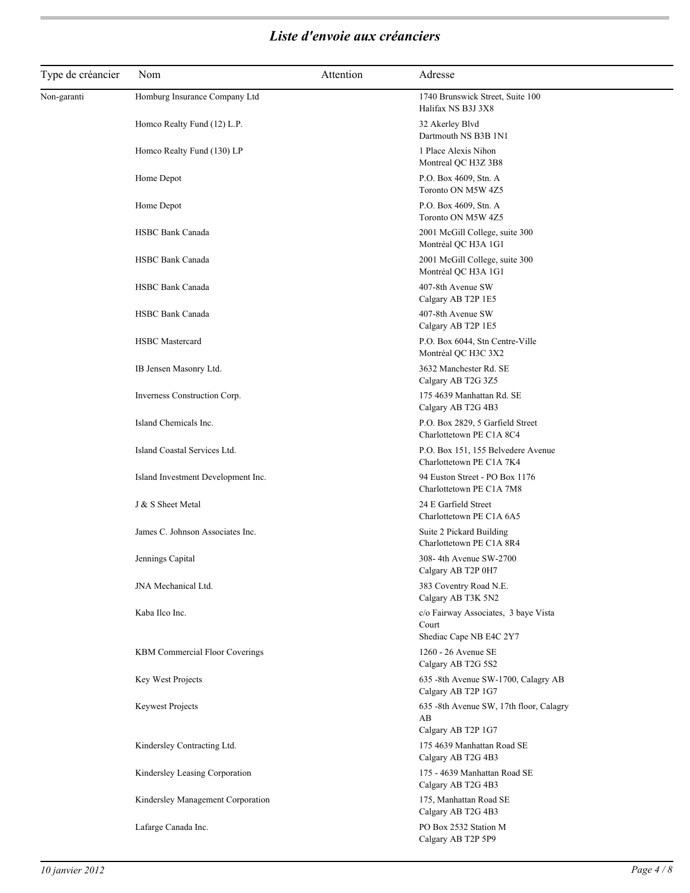## *Liste d'envoie aux créanciers*

| Type de créancier | Nom | Attention | Adresse |
|---|---|---|---|
| Non-garanti | Homburg Insurance Company Ltd | | 1740 Brunswick Street, Suite 100<br>Halifax NS B3J 3X8 |
| | Homco Realty Fund (12) L.P. | | 32 Akerley Blvd<br>Dartmouth NS B3B 1N1 |
| | Homco Realty Fund (130) LP | | 1 Place Alexis Nihon<br>Montreal QC H3Z 3B8 |
| | Home Depot | | P.O. Box 4609, Stn. A<br>Toronto ON M5W 4Z5 |
| | Home Depot | | P.O. Box 4609, Stn. A<br>Toronto ON M5W 4Z5 |
| | HSBC Bank Canada | | 2001 McGill College, suite 300<br>Montréal QC H3A 1G1 |
| | HSBC Bank Canada | | 2001 McGill College, suite 300<br>Montréal QC H3A 1G1 |
| | HSBC Bank Canada | | 407-8th Avenue SW<br>Calgary AB T2P 1E5 |
| | HSBC Bank Canada | | 407-8th Avenue SW<br>Calgary AB T2P 1E5 |
| | HSBC Mastercard | | P.O. Box 6044, Stn Centre-Ville<br>Montréal QC H3C 3X2 |
| | IB Jensen Masonry Ltd. | | 3632 Manchester Rd. SE<br>Calgary AB T2G 3Z5 |
| | Inverness Construction Corp. | | 175 4639 Manhattan Rd. SE<br>Calgary AB T2G 4B3 |
| | Island Chemicals Inc. | | P.O. Box 2829, 5 Garfield Street<br>Charlottetown PE C1A 8C4 |
| | Island Coastal Services Ltd. | | P.O. Box 151, 155 Belvedere Avenue<br>Charlottetown PE C1A 7K4 |
| | Island Investment Development Inc. | | 94 Euston Street - PO Box 1176<br>Charlottetown PE C1A 7M8 |
| | J & S Sheet Metal | | 24 E Garfield Street<br>Charlottetown PE C1A 6A5 |
| | James C. Johnson Associates Inc. | | Suite 2 Pickard Building<br>Charlottetown PE C1A 8R4 |
| | Jennings Capital | | 308- 4th Avenue SW-2700<br>Calgary AB T2P 0H7 |
| | JNA Mechanical Ltd. | | 383 Coventry Road N.E.<br>Calgary AB T3K 5N2 |
| | Kaba Ilco Inc. | | c/o Fairway Associates, 3 baye Vista Court<br>Shediac Cape NB E4C 2Y7 |
| | KBM Commercial Floor Coverings | | 1260 - 26 Avenue SE<br>Calgary AB T2G 5S2 |
| | Key West Projects | | 635 -8th Avenue SW-1700, Calagry AB<br>Calgary AB T2P 1G7 |
| | Keywest Projects | | 635 -8th Avenue SW, 17th floor, Calagry AB<br>Calgary AB T2P 1G7 |
| | Kindersley Contracting Ltd. | | 175 4639 Manhattan Road SE<br>Calgary AB T2G 4B3 |
| | Kindersley Leasing Corporation | | 175 - 4639 Manhattan Road SE<br>Calgary AB T2G 4B3 |
| | Kindersley Management Corporation | | 175, Manhattan Road SE<br>Calgary AB T2G 4B3 |
| | Lafarge Canada Inc. | | PO Box 2532 Station M<br>Calgary AB T2P 5P9 |

*10 janvier 2012*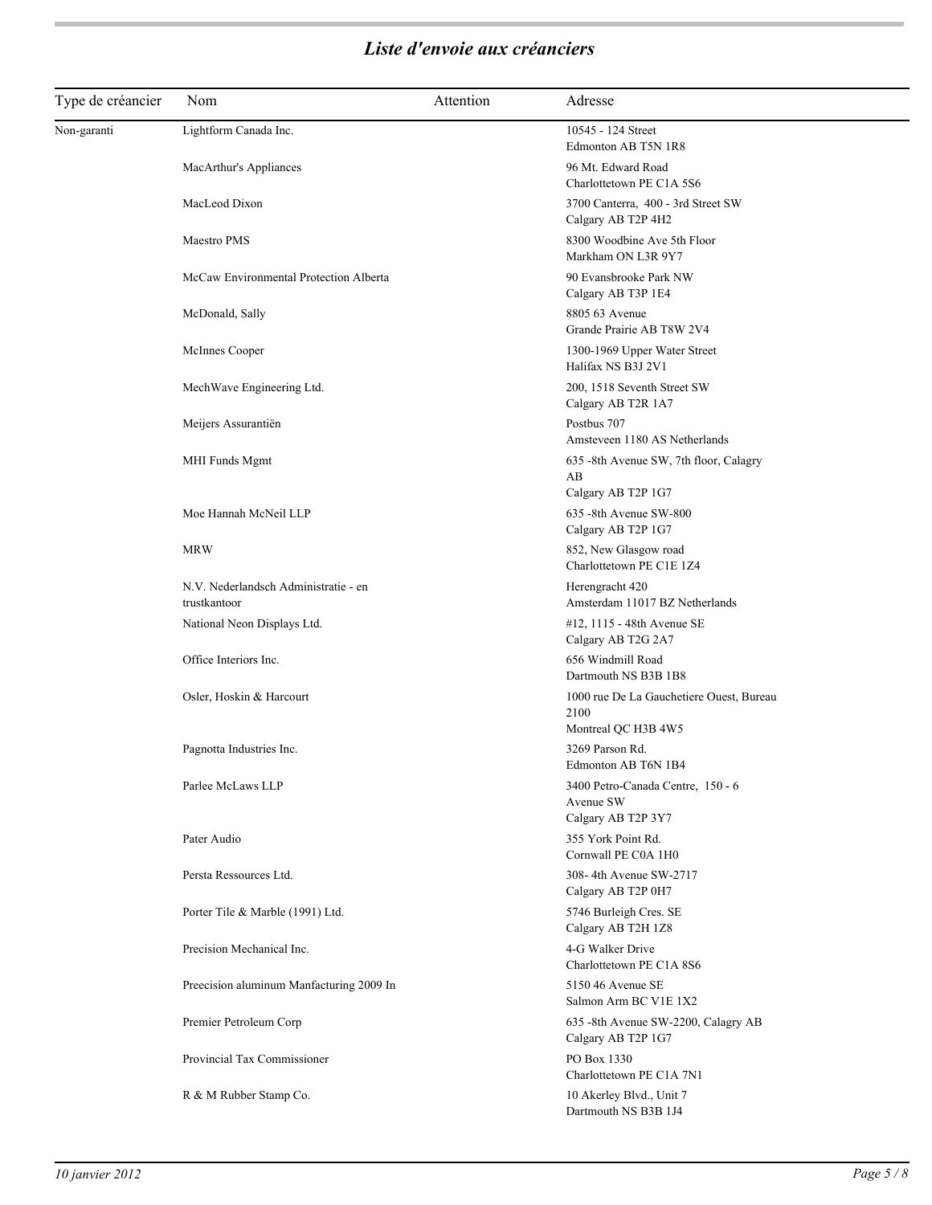## *Liste d'envoie aux créanciers*

| Type de créancier | Nom | Attention | Adresse |
|---|---|---|---|
| Non-garanti | Lightform Canada Inc. | | 10545 - 124 Street<br>Edmonton AB T5N 1R8 |
| | MacArthur's Appliances | | 96 Mt. Edward Road<br>Charlottetown PE C1A 5S6 |
| | MacLeod Dixon | | 3700 Canterra, 400 - 3rd Street SW<br>Calgary AB T2P 4H2 |
| | Maestro PMS | | 8300 Woodbine Ave 5th Floor<br>Markham ON L3R 9Y7 |
| | McCaw Environmental Protection Alberta | | 90 Evansbrooke Park NW<br>Calgary AB T3P 1E4 |
| | McDonald, Sally | | 8805 63 Avenue<br>Grande Prairie AB T8W 2V4 |
| | McInnes Cooper | | 1300-1969 Upper Water Street<br>Halifax NS B3J 2V1 |
| | MechWave Engineering Ltd. | | 200, 1518 Seventh Street SW<br>Calgary AB T2R 1A7 |
| | Meijers Assurantiën | | Postbus 707<br>Amsteveen 1180 AS Netherlands |
| | MHI Funds Mgmt | | 635 -8th Avenue SW, 7th floor, Calagry AB<br>Calgary AB T2P 1G7 |
| | Moe Hannah McNeil LLP | | 635 -8th Avenue SW-800<br>Calgary AB T2P 1G7 |
| | MRW | | 852, New Glasgow road<br>Charlottetown PE C1E 1Z4 |
| | N.V. Nederlandsch Administratie - en trustkantoor | | Herengracht 420<br>Amsterdam 11017 BZ Netherlands |
| | National Neon Displays Ltd. | | #12, 1115 - 48th Avenue SE<br>Calgary AB T2G 2A7 |
| | Office Interiors Inc. | | 656 Windmill Road<br>Dartmouth NS B3B 1B8 |
| | Osler, Hoskin & Harcourt | | 1000 rue De La Gauchetiere Ouest, Bureau 2100<br>Montreal QC H3B 4W5 |
| | Pagnotta Industries Inc. | | 3269 Parson Rd.<br>Edmonton AB T6N 1B4 |
| | Parlee McLaws LLP | | 3400 Petro-Canada Centre, 150 - 6 Avenue SW<br>Calgary AB T2P 3Y7 |
| | Pater Audio | | 355 York Point Rd.<br>Cornwall PE C0A 1H0 |
| | Persta Ressources Ltd. | | 308- 4th Avenue SW-2717<br>Calgary AB T2P 0H7 |
| | Porter Tile & Marble (1991) Ltd. | | 5746 Burleigh Cres. SE<br>Calgary AB T2H 1Z8 |
| | Precision Mechanical Inc. | | 4-G Walker Drive<br>Charlottetown PE C1A 8S6 |
| | Preecision aluminum Manfacturing 2009 In | | 5150 46 Avenue SE<br>Salmon Arm BC V1E 1X2 |
| | Premier Petroleum Corp | | 635 -8th Avenue SW-2200, Calagry AB<br>Calgary AB T2P 1G7 |
| | Provincial Tax Commissioner | | PO Box 1330<br>Charlottetown PE C1A 7N1 |
| | R & M Rubber Stamp Co. | | 10 Akerley Blvd., Unit 7<br>Dartmouth NS B3B 1J4 |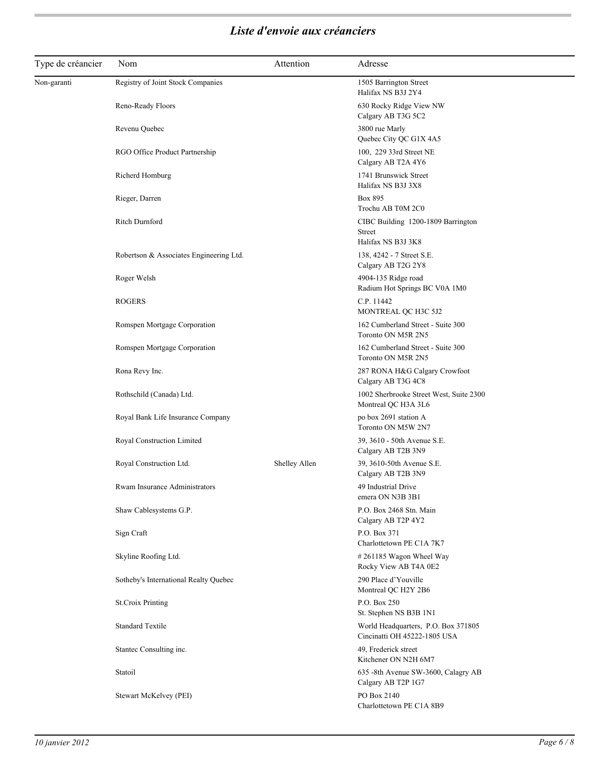## *Liste d'envoie aux créanciers*

| Type de créancier | Nom | Attention | Adresse |
|---|---|---|---|
| Non-garanti | Registry of Joint Stock Companies | | 1505 Barrington Street<br>Halifax NS B3J 2Y4 |
| | Reno-Ready Floors | | 630 Rocky Ridge View NW<br>Calgary AB T3G 5C2 |
| | Revenu Quebec | | 3800 rue Marly<br>Quebec City QC G1X 4A5 |
| | RGO Office Product Partnership | | 100, 229 33rd Street NE<br>Calgary AB T2A 4Y6 |
| | Richerd Homburg | | 1741 Brunswick Street<br>Halifax NS B3J 3X8 |
| | Rieger, Darren | | Box 895<br>Trochu AB T0M 2C0 |
| | Ritch Durnford | | CIBC Building 1200-1809 Barrington Street<br>Halifax NS B3J 3K8 |
| | Robertson & Associates Engineering Ltd. | | 138, 4242 - 7 Street S.E.<br>Calgary AB T2G 2Y8 |
| | Roger Welsh | | 4904-135 Ridge road<br>Radium Hot Springs BC V0A 1M0 |
| | ROGERS | | C.P. 11442<br>MONTREAL QC H3C 5J2 |
| | Romspen Mortgage Corporation | | 162 Cumberland Street - Suite 300<br>Toronto ON M5R 2N5 |
| | Romspen Mortgage Corporation | | 162 Cumberland Street - Suite 300<br>Toronto ON M5R 2N5 |
| | Rona Revy Inc. | | 287 RONA H&G Calgary Crowfoot<br>Calgary AB T3G 4C8 |
| | Rothschild (Canada) Ltd. | | 1002 Sherbrooke Street West, Suite 2300<br>Montreal QC H3A 3L6 |
| | Royal Bank Life Insurance Company | | po box 2691 station A<br>Toronto ON M5W 2N7 |
| | Royal Construction Limited | | 39, 3610 - 50th Avenue S.E.<br>Calgary AB T2B 3N9 |
| | Royal Construction Ltd. | Shelley Allen | 39, 3610-50th Avenue S.E.<br>Calgary AB T2B 3N9 |
| | Rwam Insurance Administrators | | 49 Industrial Drive<br>emera ON N3B 3B1 |
| | Shaw Cablesystems G.P. | | P.O. Box 2468 Stn. Main<br>Calgary AB T2P 4Y2 |
| | Sign Craft | | P.O. Box 371<br>Charlottetown PE C1A 7K7 |
| | Skyline Roofing Ltd. | | # 261185 Wagon Wheel Way<br>Rocky View AB T4A 0E2 |
| | Sotheby's International Realty Quebec | | 290 Place d'Youville<br>Montreal QC H2Y 2B6 |
| | St.Croix Printing | | P.O. Box 250<br>St. Stephen NS B3B 1N1 |
| | Standard Textile | | World Headquarters, P.O. Box 371805<br>Cincinatti OH 45222-1805 USA |
| | Stantec Consulting inc. | | 49, Frederick street<br>Kitchener ON N2H 6M7 |
| | Statoil | | 635 -8th Avenue SW-3600, Calagry AB<br>Calgary AB T2P 1G7 |
| | Stewart McKelvey (PEI) | | PO Box 2140<br>Charlottetown PE C1A 8B9 |

*10 janvier 2012*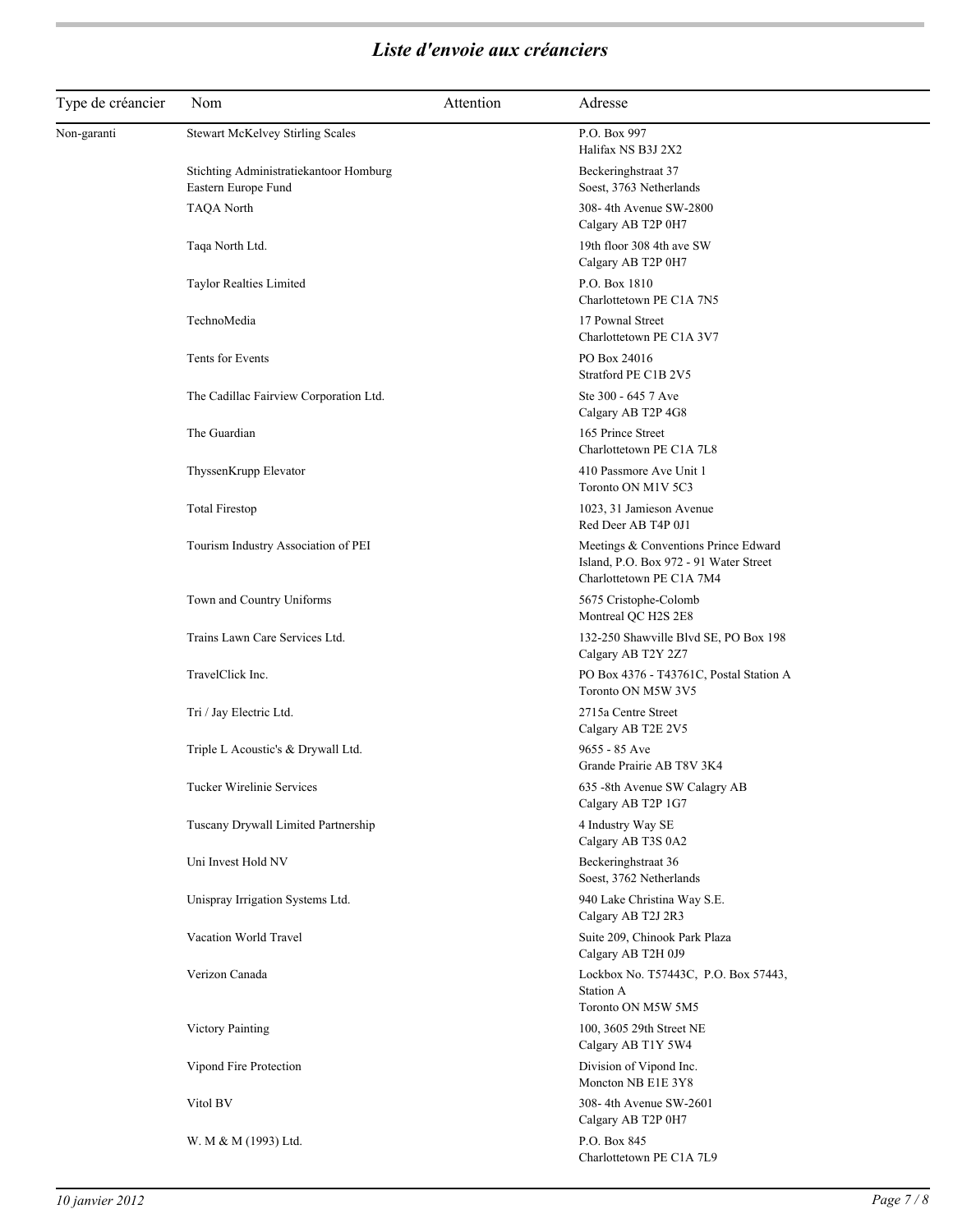## *Liste d'envoie aux créanciers*

| Type de créancier | Nom | Attention | Adresse |
|---|---|---|---|
| Non-garanti | Stewart McKelvey Stirling Scales | | P.O. Box 997<br>Halifax NS B3J 2X2 |
| | Stichting Administratiekantoor Homburg Eastern Europe Fund | | Beckeringhstraat 37<br>Soest, 3763 Netherlands |
| | TAQA North | | 308- 4th Avenue SW-2800<br>Calgary AB T2P 0H7 |
| | Taqa North Ltd. | | 19th floor 308 4th ave SW<br>Calgary AB T2P 0H7 |
| | Taylor Realties Limited | | P.O. Box 1810<br>Charlottetown PE C1A 7N5 |
| | TechnoMedia | | 17 Pownal Street<br>Charlottetown PE C1A 3V7 |
| | Tents for Events | | PO Box 24016<br>Stratford PE C1B 2V5 |
| | The Cadillac Fairview Corporation Ltd. | | Ste 300 - 645 7 Ave<br>Calgary AB T2P 4G8 |
| | The Guardian | | 165 Prince Street<br>Charlottetown PE C1A 7L8 |
| | ThyssenKrupp Elevator | | 410 Passmore Ave Unit 1<br>Toronto ON M1V 5C3 |
| | Total Firestop | | 1023, 31 Jamieson Avenue<br>Red Deer AB T4P 0J1 |
| | Tourism Industry Association of PEI | | Meetings & Conventions Prince Edward Island, P.O. Box 972 - 91 Water Street<br>Charlottetown PE C1A 7M4 |
| | Town and Country Uniforms | | 5675 Cristophe-Colomb<br>Montreal QC H2S 2E8 |
| | Trains Lawn Care Services Ltd. | | 132-250 Shawville Blvd SE, PO Box 198<br>Calgary AB T2Y 2Z7 |
| | TravelClick Inc. | | PO Box 4376 - T43761C, Postal Station A<br>Toronto ON M5W 3V5 |
| | Tri / Jay Electric Ltd. | | 2715a Centre Street<br>Calgary AB T2E 2V5 |
| | Triple L Acoustic's & Drywall Ltd. | | 9655 - 85 Ave<br>Grande Prairie AB T8V 3K4 |
| | Tucker Wirelinie Services | | 635 -8th Avenue SW Calagry AB<br>Calgary AB T2P 1G7 |
| | Tuscany Drywall Limited Partnership | | 4 Industry Way SE<br>Calgary AB T3S 0A2 |
| | Uni Invest Hold NV | | Beckeringhstraat 36<br>Soest, 3762 Netherlands |
| | Unispray Irrigation Systems Ltd. | | 940 Lake Christina Way S.E.<br>Calgary AB T2J 2R3 |
| | Vacation World Travel | | Suite 209, Chinook Park Plaza<br>Calgary AB T2H 0J9 |
| | Verizon Canada | | Lockbox No. T57443C, P.O. Box 57443, Station A<br>Toronto ON M5W 5M5 |
| | Victory Painting | | 100, 3605 29th Street NE<br>Calgary AB T1Y 5W4 |
| | Vipond Fire Protection | | Division of Vipond Inc.<br>Moncton NB E1E 3Y8 |
| | Vitol BV | | 308- 4th Avenue SW-2601<br>Calgary AB T2P 0H7 |
| | W. M & M (1993) Ltd. | | P.O. Box 845<br>Charlottetown PE C1A 7L9 |

*10 janvier 2012*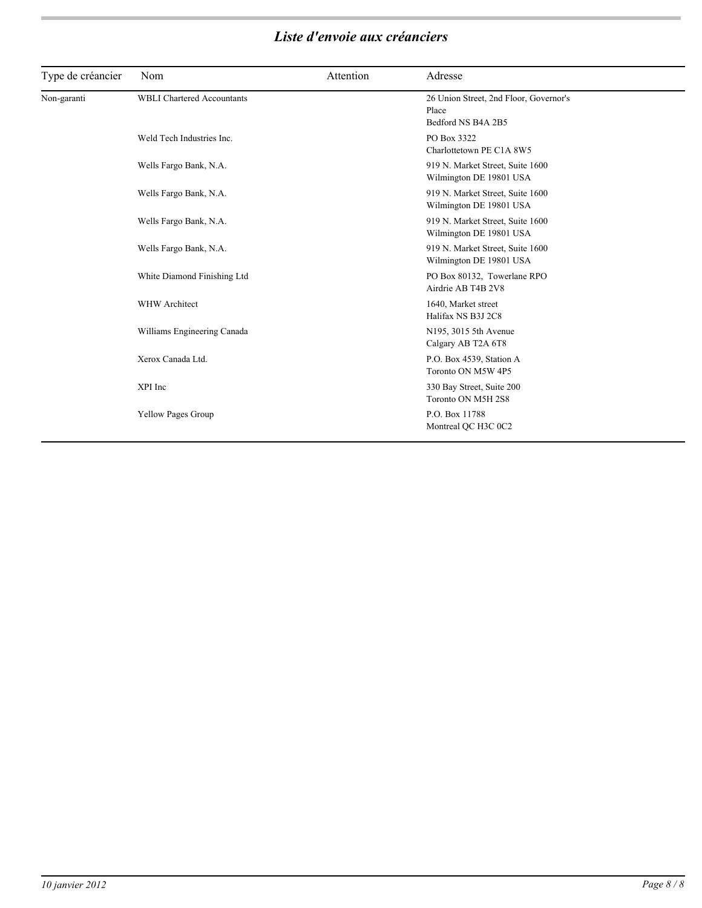## *Liste d'envoie aux créanciers*

| Type de créancier | Nom | Attention | Adresse |
| --- | --- | --- | --- |
| Non-garanti | WBLI Chartered Accountants | | 26 Union Street, 2nd Floor, Governor's Place<br>Bedford NS B4A 2B5 |
| | Weld Tech Industries Inc. | | PO Box 3322<br>Charlottetown PE C1A 8W5 |
| | Wells Fargo Bank, N.A. | | 919 N. Market Street, Suite 1600<br>Wilmington DE 19801 USA |
| | Wells Fargo Bank, N.A. | | 919 N. Market Street, Suite 1600<br>Wilmington DE 19801 USA |
| | Wells Fargo Bank, N.A. | | 919 N. Market Street, Suite 1600<br>Wilmington DE 19801 USA |
| | Wells Fargo Bank, N.A. | | 919 N. Market Street, Suite 1600<br>Wilmington DE 19801 USA |
| | White Diamond Finishing Ltd | | PO Box 80132, Towerlane RPO<br>Airdrie AB T4B 2V8 |
| | WHW Architect | | 1640, Market street<br>Halifax NS B3J 2C8 |
| | Williams Engineering Canada | | N195, 3015 5th Avenue<br>Calgary AB T2A 6T8 |
| | Xerox Canada Ltd. | | P.O. Box 4539, Station A<br>Toronto ON M5W 4P5 |
| | XPI Inc | | 330 Bay Street, Suite 200<br>Toronto ON M5H 2S8 |
| | Yellow Pages Group | | P.O. Box 11788<br>Montreal QC H3C 0C2 |

*10 janvier 2012*